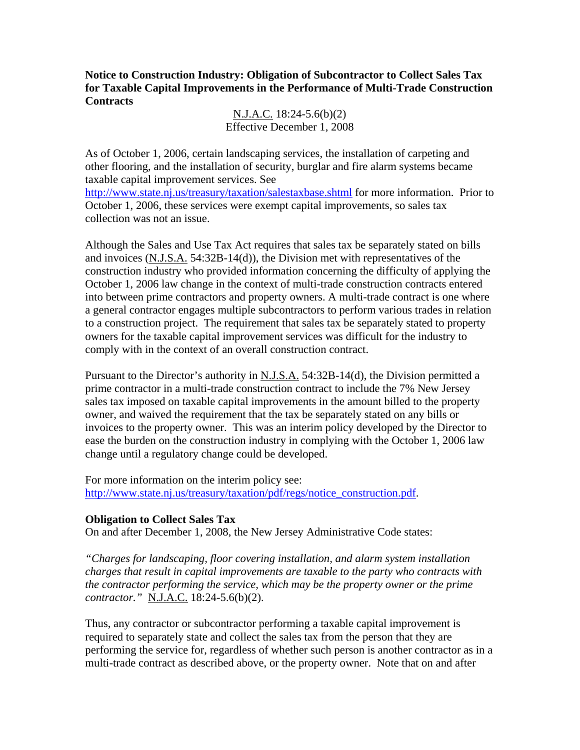**Notice to Construction Industry: Obligation of Subcontractor to Collect Sales Tax for Taxable Capital Improvements in the Performance of Multi-Trade Construction Contracts**

N.J.A.C. 18:24-5.6(b)(2)
Effective December 1, 2008

As of October 1, 2006, certain landscaping services, the installation of carpeting and other flooring, and the installation of security, burglar and fire alarm systems became taxable capital improvement services. See http://www.state.nj.us/treasury/taxation/salestaxbase.shtml for more information. Prior to October 1, 2006, these services were exempt capital improvements, so sales tax collection was not an issue.

Although the Sales and Use Tax Act requires that sales tax be separately stated on bills and invoices (N.J.S.A. 54:32B-14(d)), the Division met with representatives of the construction industry who provided information concerning the difficulty of applying the October 1, 2006 law change in the context of multi-trade construction contracts entered into between prime contractors and property owners. A multi-trade contract is one where a general contractor engages multiple subcontractors to perform various trades in relation to a construction project. The requirement that sales tax be separately stated to property owners for the taxable capital improvement services was difficult for the industry to comply with in the context of an overall construction contract.

Pursuant to the Director's authority in N.J.S.A. 54:32B-14(d), the Division permitted a prime contractor in a multi-trade construction contract to include the 7% New Jersey sales tax imposed on taxable capital improvements in the amount billed to the property owner, and waived the requirement that the tax be separately stated on any bills or invoices to the property owner. This was an interim policy developed by the Director to ease the burden on the construction industry in complying with the October 1, 2006 law change until a regulatory change could be developed.

For more information on the interim policy see: http://www.state.nj.us/treasury/taxation/pdf/regs/notice_construction.pdf.

**Obligation to Collect Sales Tax**

On and after December 1, 2008, the New Jersey Administrative Code states:

*"Charges for landscaping, floor covering installation, and alarm system installation charges that result in capital improvements are taxable to the party who contracts with the contractor performing the service, which may be the property owner or the prime contractor."* N.J.A.C. 18:24-5.6(b)(2).

Thus, any contractor or subcontractor performing a taxable capital improvement is required to separately state and collect the sales tax from the person that they are performing the service for, regardless of whether such person is another contractor as in a multi-trade contract as described above, or the property owner. Note that on and after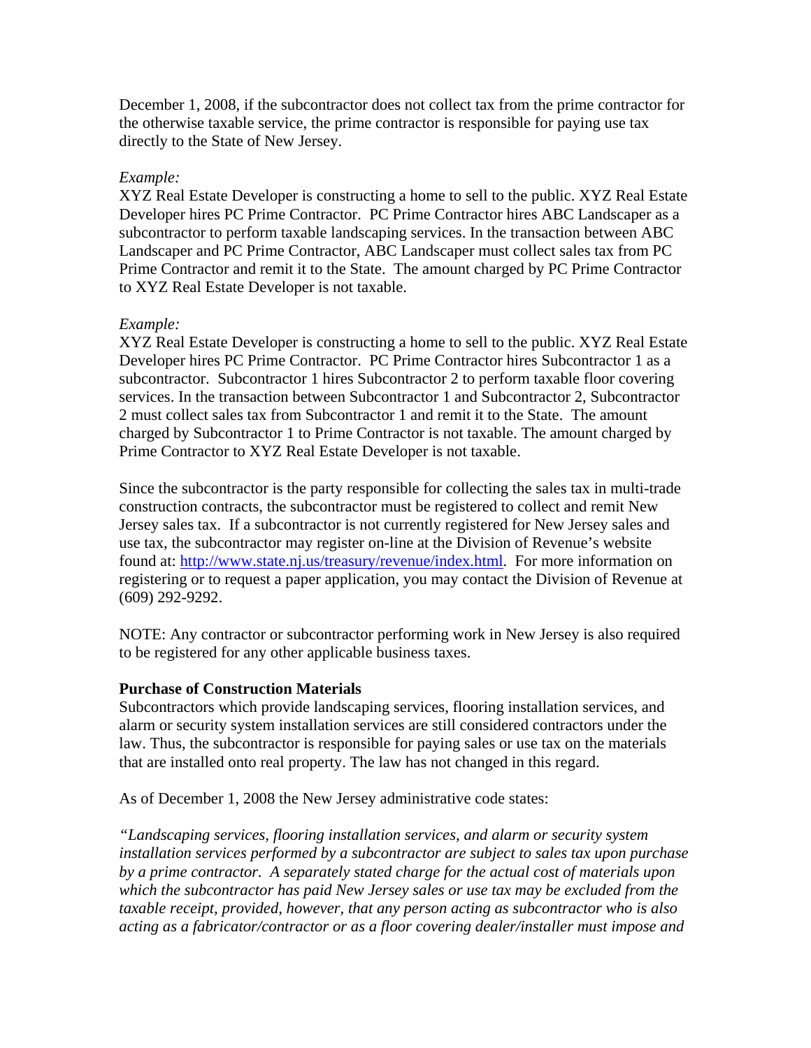December 1, 2008, if the subcontractor does not collect tax from the prime contractor for the otherwise taxable service, the prime contractor is responsible for paying use tax directly to the State of New Jersey.

*Example:*
XYZ Real Estate Developer is constructing a home to sell to the public. XYZ Real Estate Developer hires PC Prime Contractor. PC Prime Contractor hires ABC Landscaper as a subcontractor to perform taxable landscaping services. In the transaction between ABC Landscaper and PC Prime Contractor, ABC Landscaper must collect sales tax from PC Prime Contractor and remit it to the State. The amount charged by PC Prime Contractor to XYZ Real Estate Developer is not taxable.

*Example:*
XYZ Real Estate Developer is constructing a home to sell to the public. XYZ Real Estate Developer hires PC Prime Contractor. PC Prime Contractor hires Subcontractor 1 as a subcontractor. Subcontractor 1 hires Subcontractor 2 to perform taxable floor covering services. In the transaction between Subcontractor 1 and Subcontractor 2, Subcontractor 2 must collect sales tax from Subcontractor 1 and remit it to the State. The amount charged by Subcontractor 1 to Prime Contractor is not taxable. The amount charged by Prime Contractor to XYZ Real Estate Developer is not taxable.

Since the subcontractor is the party responsible for collecting the sales tax in multi-trade construction contracts, the subcontractor must be registered to collect and remit New Jersey sales tax. If a subcontractor is not currently registered for New Jersey sales and use tax, the subcontractor may register on-line at the Division of Revenue's website found at: [http://www.state.nj.us/treasury/revenue/index.html](http://www.state.nj.us/treasury/revenue/index.html). For more information on registering or to request a paper application, you may contact the Division of Revenue at (609) 292-9292.

NOTE: Any contractor or subcontractor performing work in New Jersey is also required to be registered for any other applicable business taxes.

**Purchase of Construction Materials**
Subcontractors which provide landscaping services, flooring installation services, and alarm or security system installation services are still considered contractors under the law. Thus, the subcontractor is responsible for paying sales or use tax on the materials that are installed onto real property. The law has not changed in this regard.

As of December 1, 2008 the New Jersey administrative code states:

*"Landscaping services, flooring installation services, and alarm or security system installation services performed by a subcontractor are subject to sales tax upon purchase by a prime contractor. A separately stated charge for the actual cost of materials upon which the subcontractor has paid New Jersey sales or use tax may be excluded from the taxable receipt, provided, however, that any person acting as subcontractor who is also acting as a fabricator/contractor or as a floor covering dealer/installer must impose and*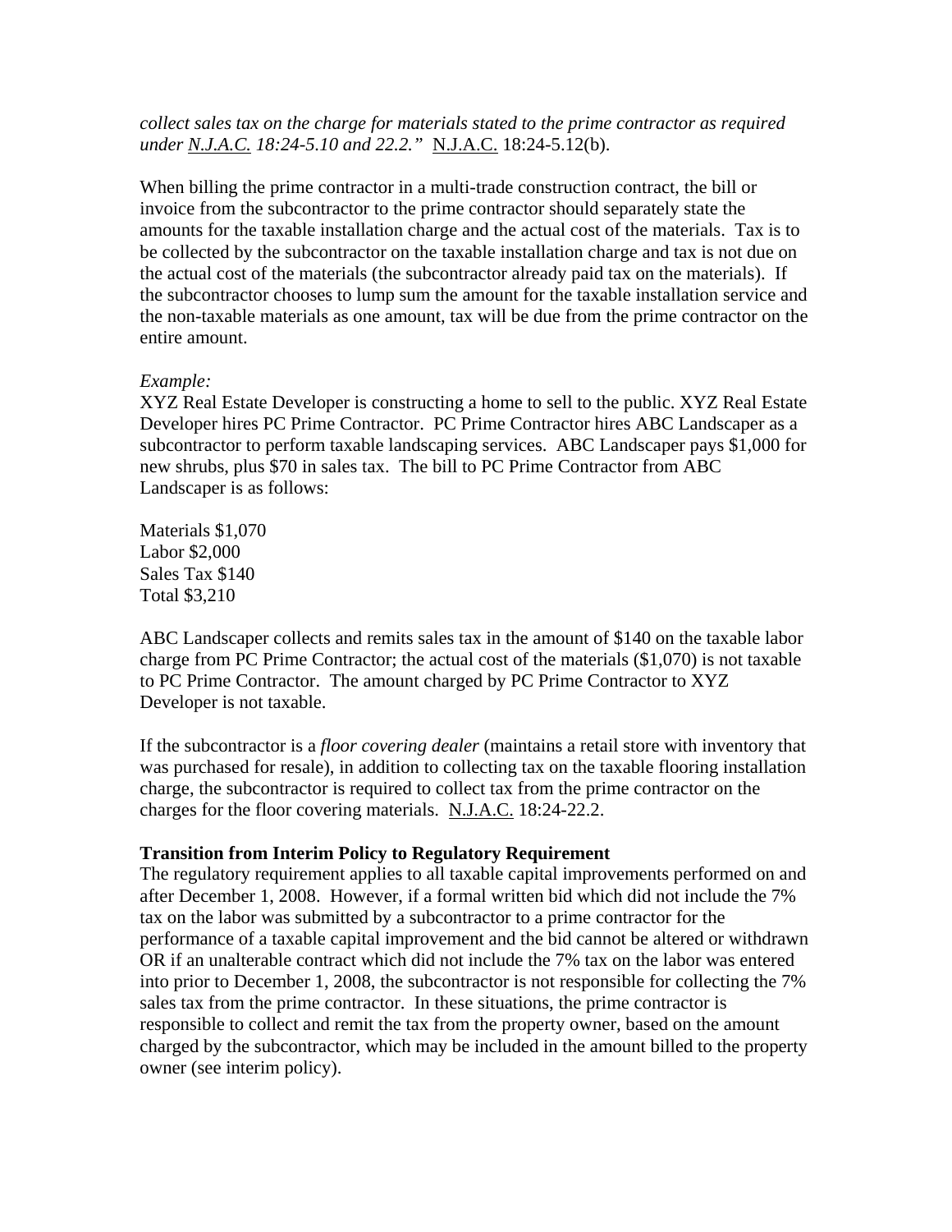*collect sales tax on the charge for materials stated to the prime contractor as required under N.J.A.C. 18:24-5.10 and 22.2."* N.J.A.C. 18:24-5.12(b).

When billing the prime contractor in a multi-trade construction contract, the bill or invoice from the subcontractor to the prime contractor should separately state the amounts for the taxable installation charge and the actual cost of the materials. Tax is to be collected by the subcontractor on the taxable installation charge and tax is not due on the actual cost of the materials (the subcontractor already paid tax on the materials). If the subcontractor chooses to lump sum the amount for the taxable installation service and the non-taxable materials as one amount, tax will be due from the prime contractor on the entire amount.

*Example:*
XYZ Real Estate Developer is constructing a home to sell to the public. XYZ Real Estate Developer hires PC Prime Contractor. PC Prime Contractor hires ABC Landscaper as a subcontractor to perform taxable landscaping services. ABC Landscaper pays $1,000 for new shrubs, plus $70 in sales tax. The bill to PC Prime Contractor from ABC Landscaper is as follows:

Materials $1,070
Labor $2,000
Sales Tax $140
Total $3,210

ABC Landscaper collects and remits sales tax in the amount of $140 on the taxable labor charge from PC Prime Contractor; the actual cost of the materials ($1,070) is not taxable to PC Prime Contractor. The amount charged by PC Prime Contractor to XYZ Developer is not taxable.

If the subcontractor is a *floor covering dealer* (maintains a retail store with inventory that was purchased for resale), in addition to collecting tax on the taxable flooring installation charge, the subcontractor is required to collect tax from the prime contractor on the charges for the floor covering materials. N.J.A.C. 18:24-22.2.

**Transition from Interim Policy to Regulatory Requirement**

The regulatory requirement applies to all taxable capital improvements performed on and after December 1, 2008. However, if a formal written bid which did not include the 7% tax on the labor was submitted by a subcontractor to a prime contractor for the performance of a taxable capital improvement and the bid cannot be altered or withdrawn OR if an unalterable contract which did not include the 7% tax on the labor was entered into prior to December 1, 2008, the subcontractor is not responsible for collecting the 7% sales tax from the prime contractor. In these situations, the prime contractor is responsible to collect and remit the tax from the property owner, based on the amount charged by the subcontractor, which may be included in the amount billed to the property owner (see interim policy).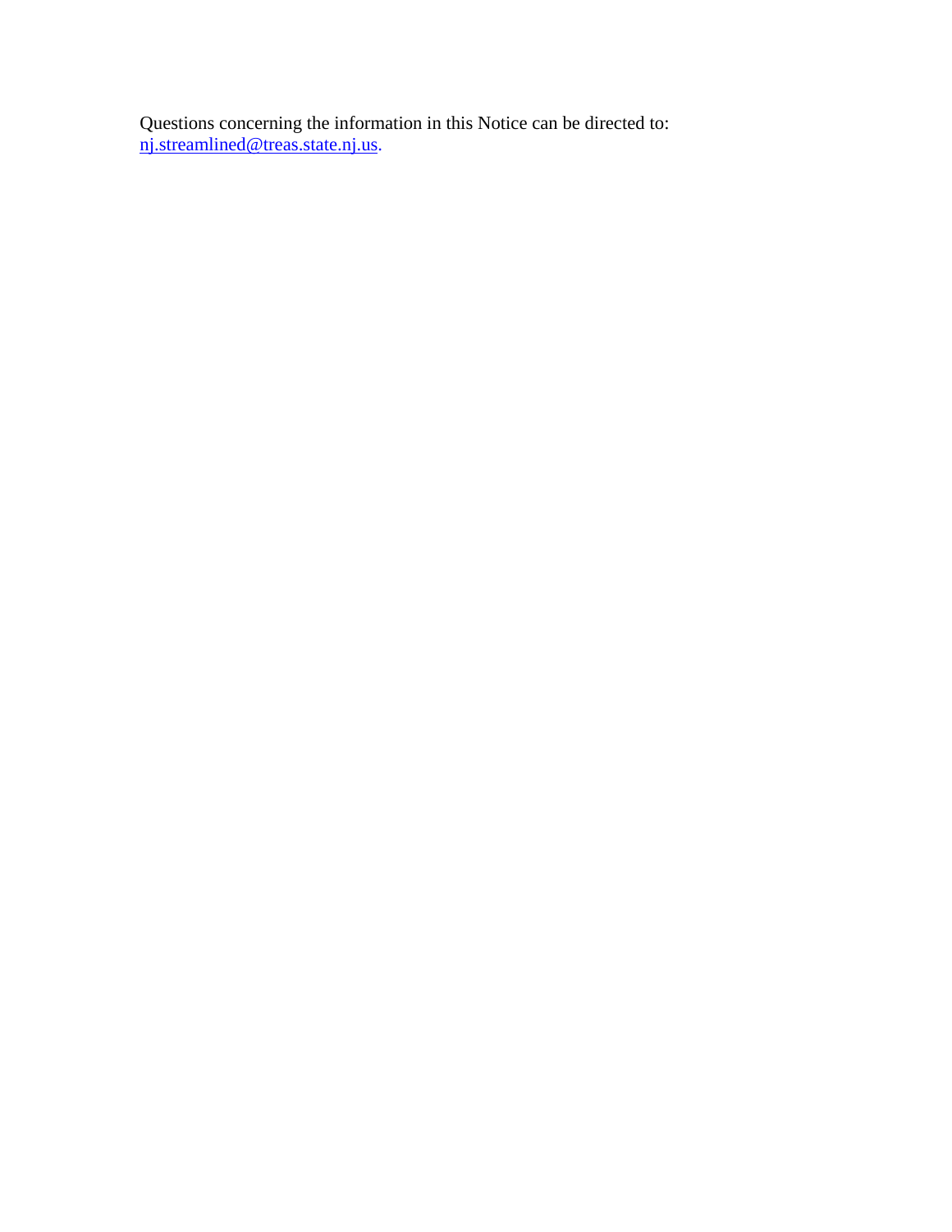Questions concerning the information in this Notice can be directed to: nj.streamlined@treas.state.nj.us.